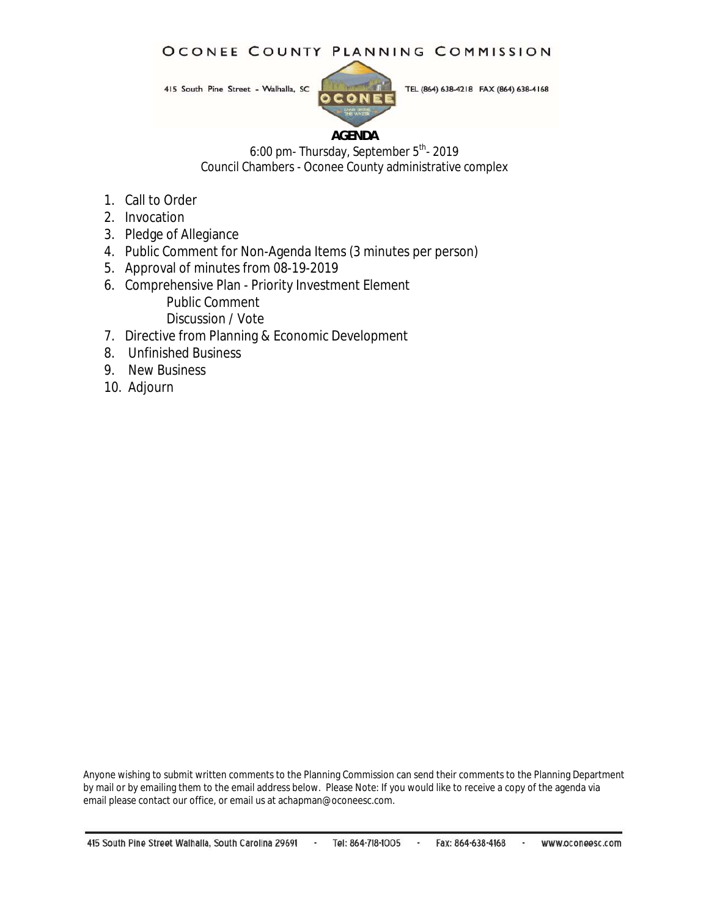# OCONEE COUNTY PLANNING COMMISSION

415 South Pine Street - Walhalla, SC    TEL (864) 638-4218 FAX (864) 638-4168

## AGENDA

6:00 pm- Thursday, September 5th- 2019
Council Chambers - Oconee County administrative complex

1. Call to Order
2. Invocation
3. Pledge of Allegiance
4. Public Comment for Non-Agenda Items (3 minutes per person)
5. Approval of minutes from 08-19-2019
6. Comprehensive Plan - Priority Investment Element
   - Public Comment
   - Discussion / Vote
7. Directive from Planning & Economic Development
8. Unfinished Business
9. New Business
10. Adjourn

Anyone wishing to submit written comments to the Planning Commission can send their comments to the Planning Department by mail or by emailing them to the email address below. Please Note: If you would like to receive a copy of the agenda via email please contact our office, or email us at achapman@oconeesc.com.

415 South Pine Street Walhalla, South Carolina 29691 - Tel: 864-718-1005 - Fax: 864-638-4168 - www.oconeesc.com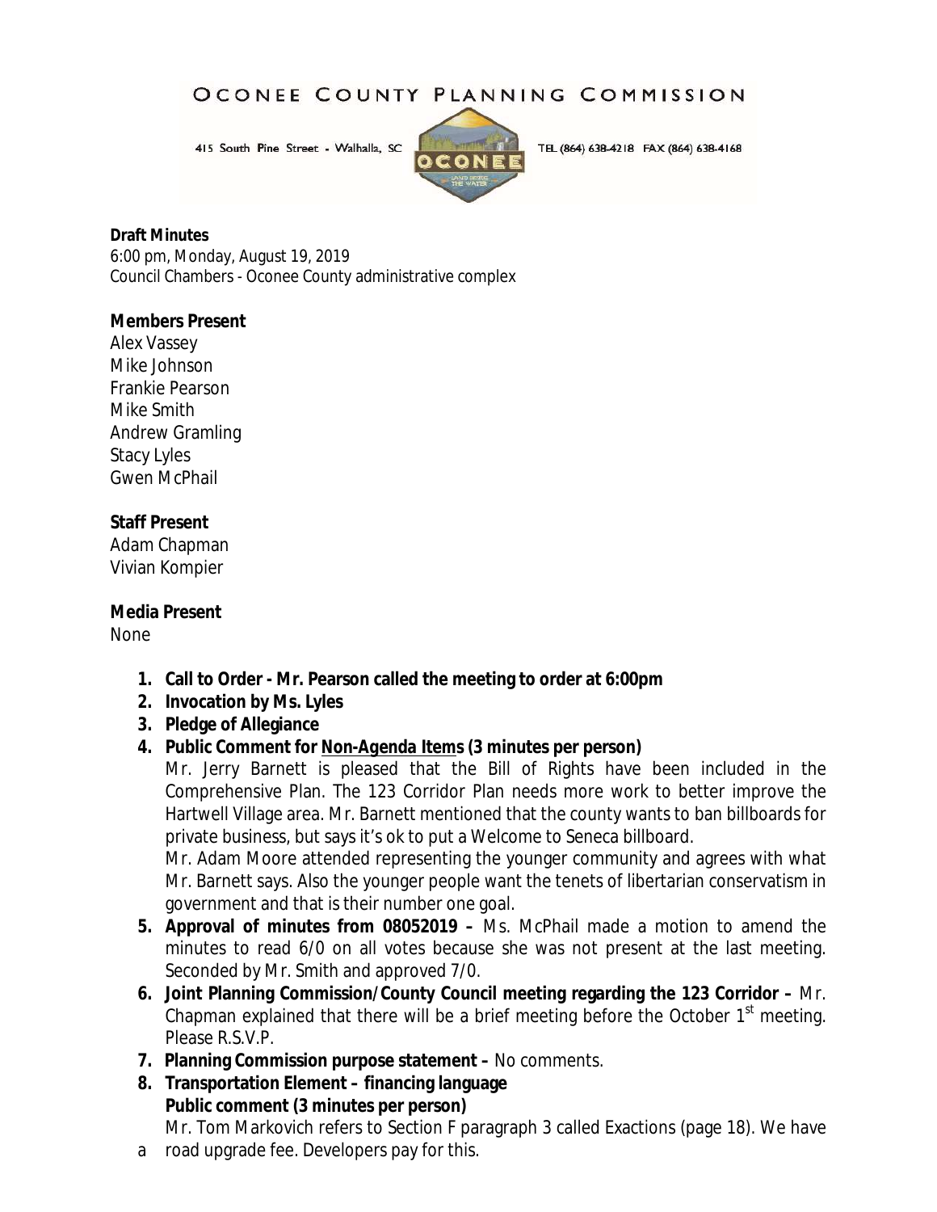# OCONEE COUNTY PLANNING COMMISSION

415 South Pine Street - Walhalla, SC TEL (864) 638-4218 FAX (864) 638-4168

**Draft Minutes**
6:00 pm, Monday, August 19, 2019
Council Chambers - Oconee County administrative complex

**Members Present**
Alex Vassey
Mike Johnson
Frankie Pearson
Mike Smith
Andrew Gramling
Stacy Lyles
Gwen McPhail

**Staff Present**
Adam Chapman
Vivian Kompier

**Media Present**
None

1. **Call to Order - Mr. Pearson called the meeting to order at 6:00pm**
2. **Invocation by Ms. Lyles**
3. **Pledge of Allegiance**
4. **Public Comment for Non-Agenda Items (3 minutes per person)**
   Mr. Jerry Barnett is pleased that the Bill of Rights have been included in the Comprehensive Plan. The 123 Corridor Plan needs more work to better improve the Hartwell Village area. Mr. Barnett mentioned that the county wants to ban billboards for private business, but says it's ok to put a Welcome to Seneca billboard.
   Mr. Adam Moore attended representing the younger community and agrees with what Mr. Barnett says. Also the younger people want the tenets of libertarian conservatism in government and that is their number one goal.
5. **Approval of minutes from 08052019 –** Ms. McPhail made a motion to amend the minutes to read 6/0 on all votes because she was not present at the last meeting. Seconded by Mr. Smith and approved 7/0.
6. **Joint Planning Commission/County Council meeting regarding the 123 Corridor –** Mr. Chapman explained that there will be a brief meeting before the October 1st meeting. Please R.S.V.P.
7. **Planning Commission purpose statement –** No comments.
8. **Transportation Element – financing language**
   **Public comment (3 minutes per person)**
   Mr. Tom Markovich refers to Section F paragraph 3 called Exactions (page 18). We have
   a road upgrade fee. Developers pay for this.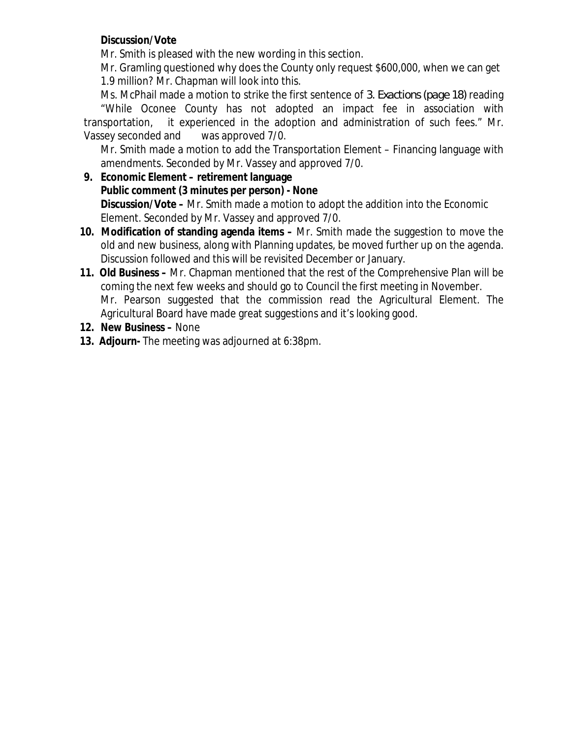**Discussion/Vote**

Mr. Smith is pleased with the new wording in this section.

Mr. Gramling questioned why does the County only request $600,000, when we can get 1.9 million? Mr. Chapman will look into this.

Ms. McPhail made a motion to strike the first sentence of *3. Exactions (page 18)* reading "While Oconee County has not adopted an impact fee in association with transportation, it experienced in the adoption and administration of such fees." Mr. Vassey seconded and was approved 7/0.

Mr. Smith made a motion to add the Transportation Element – Financing language with amendments. Seconded by Mr. Vassey and approved 7/0.

9. **Economic Element – retirement language**
   **Public comment (3 minutes per person) - None**
   **Discussion/Vote –** Mr. Smith made a motion to adopt the addition into the Economic Element. Seconded by Mr. Vassey and approved 7/0.
10. **Modification of standing agenda items –** Mr. Smith made the suggestion to move the old and new business, along with Planning updates, be moved further up on the agenda. Discussion followed and this will be revisited December or January.
11. **Old Business –** Mr. Chapman mentioned that the rest of the Comprehensive Plan will be coming the next few weeks and should go to Council the first meeting in November.
    Mr. Pearson suggested that the commission read the Agricultural Element. The Agricultural Board have made great suggestions and it's looking good.
12. **New Business –** None
13. **Adjourn-** The meeting was adjourned at 6:38pm.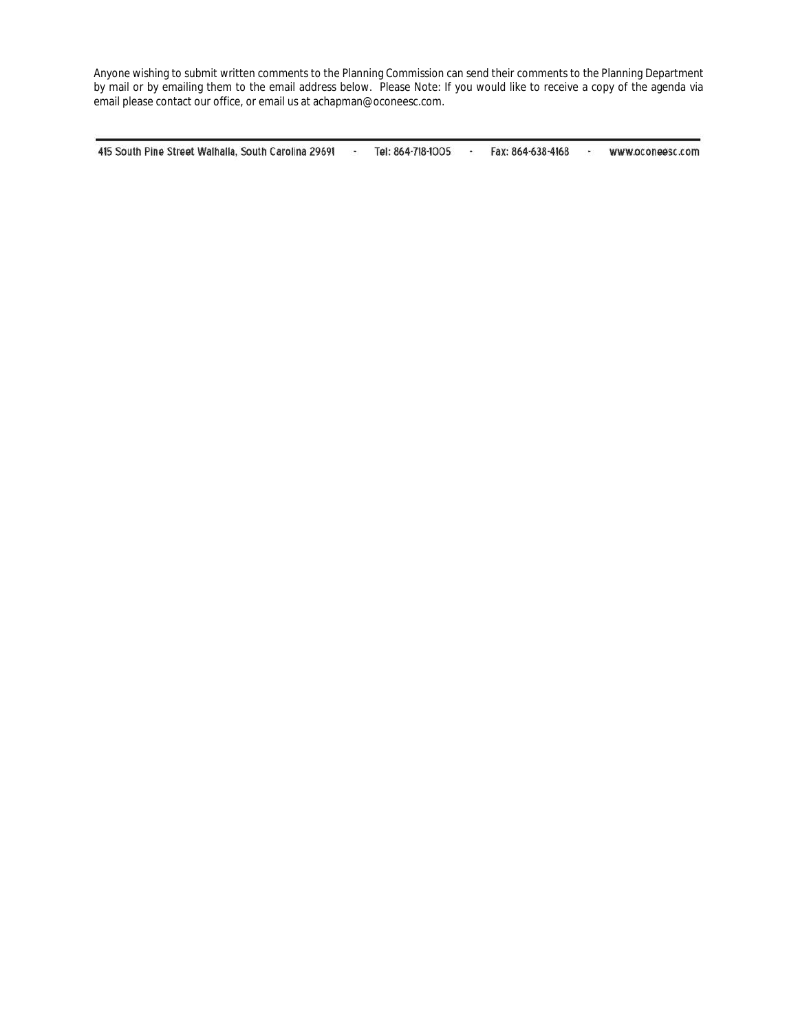Anyone wishing to submit written comments to the Planning Commission can send their comments to the Planning Department by mail or by emailing them to the email address below. Please Note: If you would like to receive a copy of the agenda via email please contact our office, or email us at achapman@oconeesc.com.

---

415 South Pine Street Walhalla, South Carolina 29691 - Tel: 864-718-1005 - Fax: 864-638-4168 - www.oconeesc.com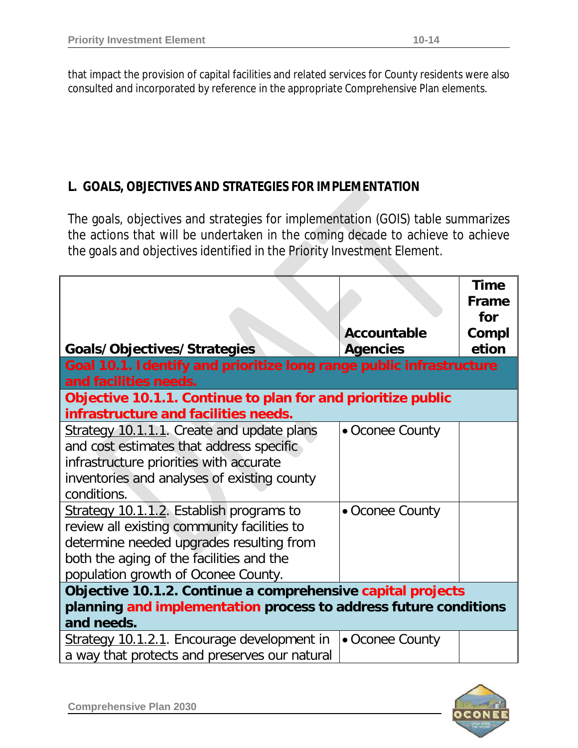that impact the provision of capital facilities and related services for County residents were also consulted and incorporated by reference in the appropriate Comprehensive Plan elements.

## L. GOALS, OBJECTIVES AND STRATEGIES FOR IMPLEMENTATION

The goals, objectives and strategies for implementation (GOIS) table summarizes the actions that will be undertaken in the coming decade to achieve to achieve the goals and objectives identified in the Priority Investment Element.

| Goals/Objectives/Strategies | Accountable Agencies | Time Frame for Completion |
|---|---|---|
| **Goal 10.1. Identify and prioritize long range public infrastructure and facilities needs.** | | |
| **Objective 10.1.1. Continue to plan for and prioritize public infrastructure and facilities needs.** | | |
| Strategy 10.1.1.1. Create and update plans and cost estimates that address specific infrastructure priorities with accurate inventories and analyses of existing county conditions. | • Oconee County | |
| Strategy 10.1.1.2. Establish programs to review all existing community facilities to determine needed upgrades resulting from both the aging of the facilities and the population growth of Oconee County. | • Oconee County | |
| **Objective 10.1.2. Continue a comprehensive capital projects planning and implementation process to address future conditions and needs.** | | |
| Strategy 10.1.2.1. Encourage development in a way that protects and preserves our natural | • Oconee County | |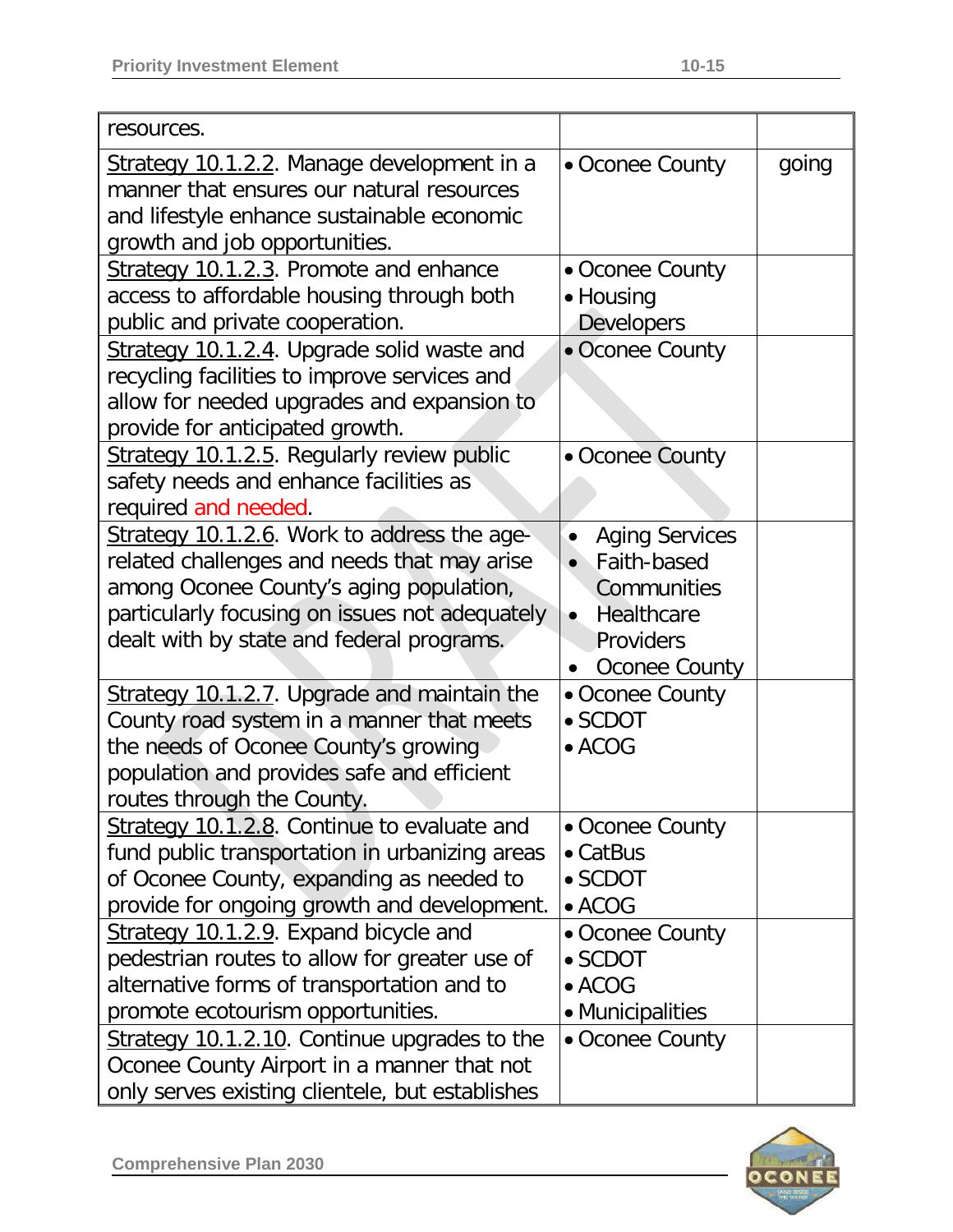| | | |
|---|---|---|
| resources. | | |
| Strategy 10.1.2.2. Manage development in a manner that ensures our natural resources and lifestyle enhance sustainable economic growth and job opportunities. | • Oconee County | going |
| Strategy 10.1.2.3. Promote and enhance access to affordable housing through both public and private cooperation. | • Oconee County<br>• Housing Developers | |
| Strategy 10.1.2.4. Upgrade solid waste and recycling facilities to improve services and allow for needed upgrades and expansion to provide for anticipated growth. | • Oconee County | |
| Strategy 10.1.2.5. Regularly review public safety needs and enhance facilities as required and needed. | • Oconee County | |
| Strategy 10.1.2.6. Work to address the age-related challenges and needs that may arise among Oconee County's aging population, particularly focusing on issues not adequately dealt with by state and federal programs. | • Aging Services<br>• Faith-based Communities<br>• Healthcare Providers<br>• Oconee County | |
| Strategy 10.1.2.7. Upgrade and maintain the County road system in a manner that meets the needs of Oconee County's growing population and provides safe and efficient routes through the County. | • Oconee County<br>• SCDOT<br>• ACOG | |
| Strategy 10.1.2.8. Continue to evaluate and fund public transportation in urbanizing areas of Oconee County, expanding as needed to provide for ongoing growth and development. | • Oconee County<br>• CatBus<br>• SCDOT<br>• ACOG | |
| Strategy 10.1.2.9. Expand bicycle and pedestrian routes to allow for greater use of alternative forms of transportation and to promote ecotourism opportunities. | • Oconee County<br>• SCDOT<br>• ACOG<br>• Municipalities | |
| Strategy 10.1.2.10. Continue upgrades to the Oconee County Airport in a manner that not only serves existing clientele, but establishes | • Oconee County | |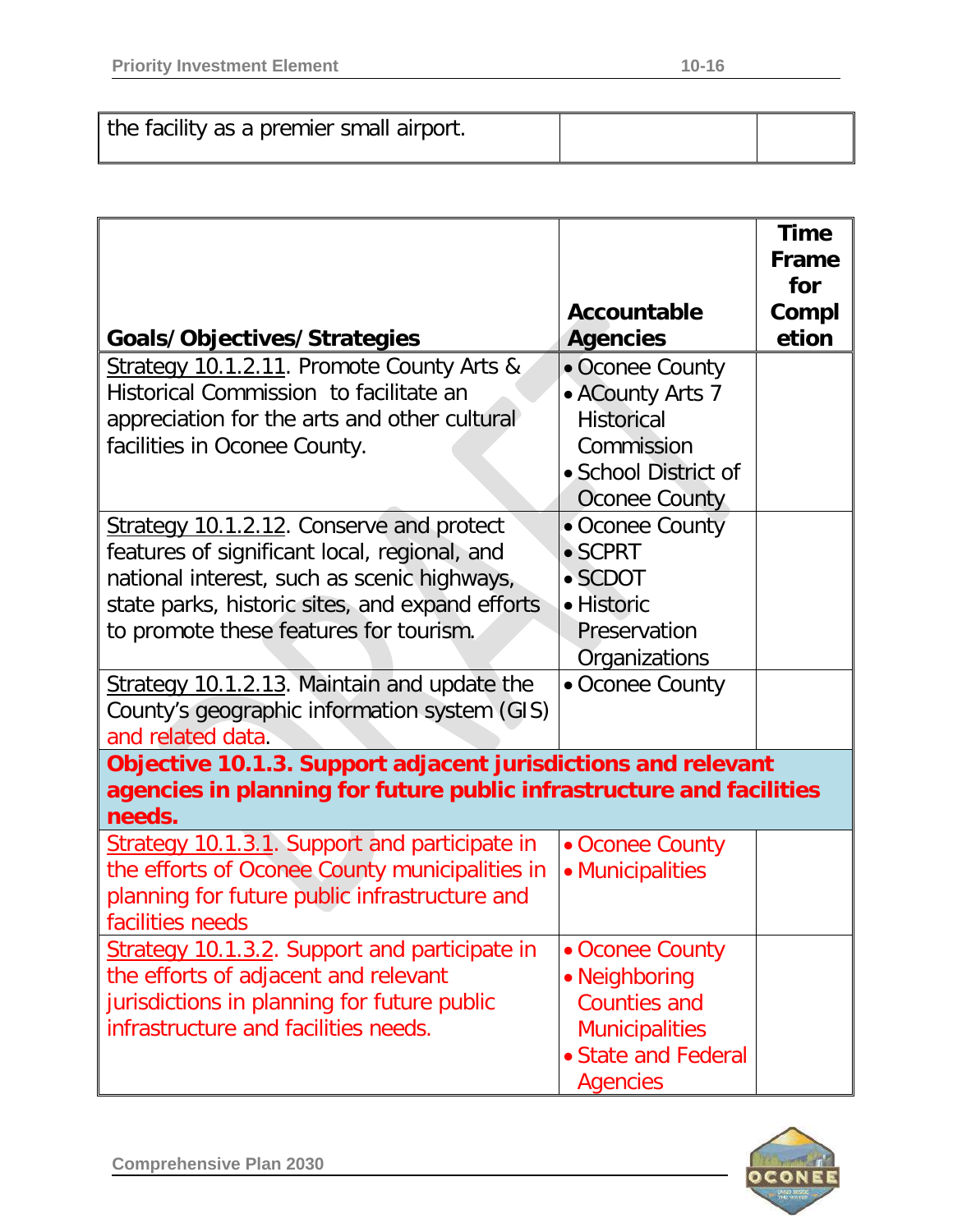| the facility as a premier small airport. | | |
|---|---|---|

| Goals/Objectives/Strategies | Accountable Agencies | Time Frame for Completion |
|---|---|---|
| Strategy 10.1.2.11. Promote County Arts & Historical Commission to facilitate an appreciation for the arts and other cultural facilities in Oconee County. | • Oconee County<br>• ACounty Arts 7 Historical Commission<br>• School District of Oconee County | |
| Strategy 10.1.2.12. Conserve and protect features of significant local, regional, and national interest, such as scenic highways, state parks, historic sites, and expand efforts to promote these features for tourism. | • Oconee County<br>• SCPRT<br>• SCDOT<br>• Historic Preservation Organizations | |
| Strategy 10.1.2.13. Maintain and update the County's geographic information system (GIS) and related data. | • Oconee County | |
| **Objective 10.1.3. Support adjacent jurisdictions and relevant agencies in planning for future public infrastructure and facilities needs.** | | |
| Strategy 10.1.3.1. Support and participate in the efforts of Oconee County municipalities in planning for future public infrastructure and facilities needs | • Oconee County<br>• Municipalities | |
| Strategy 10.1.3.2. Support and participate in the efforts of adjacent and relevant jurisdictions in planning for future public infrastructure and facilities needs. | • Oconee County<br>• Neighboring Counties and Municipalities<br>• State and Federal Agencies | |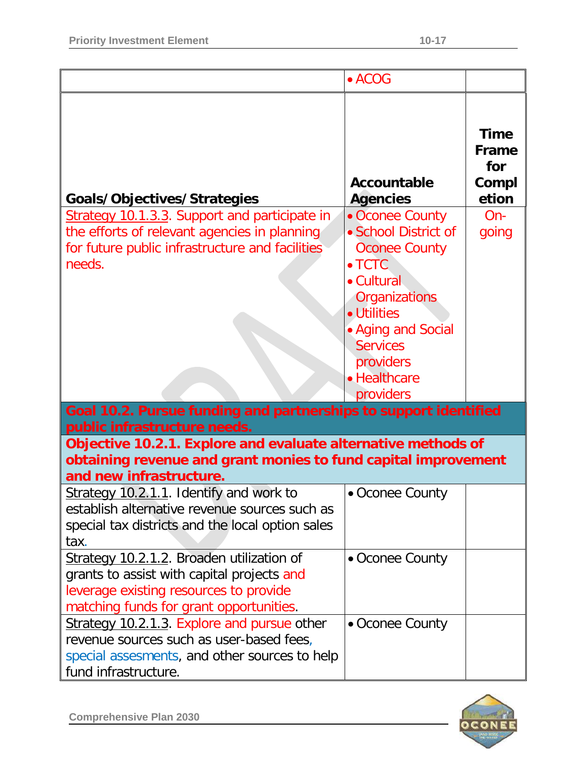| | | |
|---|---|---|
| | • ACOG | |
| **Goals/Objectives/Strategies** | **Accountable Agencies** | **Time Frame for Completion** |
| Strategy 10.1.3.3. Support and participate in the efforts of relevant agencies in planning for future public infrastructure and facilities needs. | • Oconee County<br>• School District of Oconee County<br>• TCTC<br>• Cultural Organizations<br>• Utilities<br>• Aging and Social Services providers<br>• Healthcare providers | On-going |
| **Goal 10.2. Pursue funding and partnerships to support identified public infrastructure needs.** | | |
| **Objective 10.2.1. Explore and evaluate alternative methods of obtaining revenue and grant monies to fund capital improvement and new infrastructure.** | | |
| Strategy 10.2.1.1. Identify and work to establish alternative revenue sources such as special tax districts and the local option sales tax. | • Oconee County | |
| Strategy 10.2.1.2. Broaden utilization of grants to assist with capital projects and leverage existing resources to provide matching funds for grant opportunities. | • Oconee County | |
| Strategy 10.2.1.3. Explore and pursue other revenue sources such as user-based fees, special assesments, and other sources to help fund infrastructure. | • Oconee County | |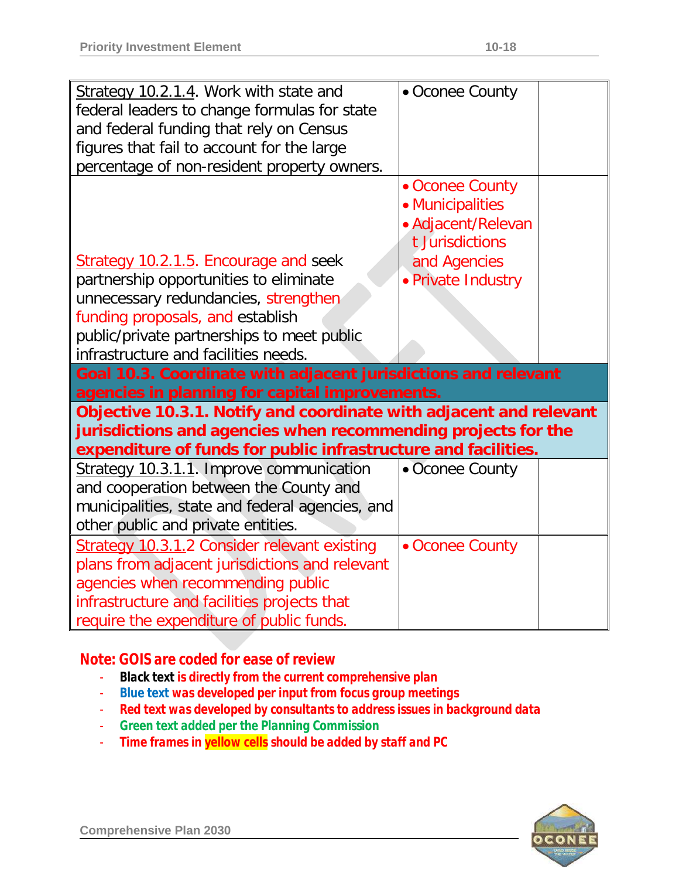| Strategy | Responsible Party | Time Frame |
|---|---|---|
| Strategy 10.2.1.4. Work with state and federal leaders to change formulas for state and federal funding that rely on Census figures that fail to account for the large percentage of non-resident property owners. | • Oconee County | |
| Strategy 10.2.1.5. Encourage and seek partnership opportunities to eliminate unnecessary redundancies, strengthen funding proposals, and establish public/private partnerships to meet public infrastructure and facilities needs. | • Oconee County<br>• Municipalities<br>• Adjacent/Relevant Jurisdictions and Agencies<br>• Private Industry | |
| **Goal 10.3. Coordinate with adjacent jurisdictions and relevant agencies in planning for capital improvements.** | | |
| **Objective 10.3.1. Notify and coordinate with adjacent and relevant jurisdictions and agencies when recommending projects for the expenditure of funds for public infrastructure and facilities.** | | |
| Strategy 10.3.1.1. Improve communication and cooperation between the County and municipalities, state and federal agencies, and other public and private entities. | • Oconee County | |
| Strategy 10.3.1.2 Consider relevant existing plans from adjacent jurisdictions and relevant agencies when recommending public infrastructure and facilities projects that require the expenditure of public funds. | • Oconee County | |

***Note: GOIS are coded for ease of review***

- ***Black text is directly from the current comprehensive plan***
- ***Blue text was developed per input from focus group meetings***
- ***Red text was developed by consultants to address issues in background data***
- ***Green text added per the Planning Commission***
- ***Time frames in yellow cells should be added by staff and PC***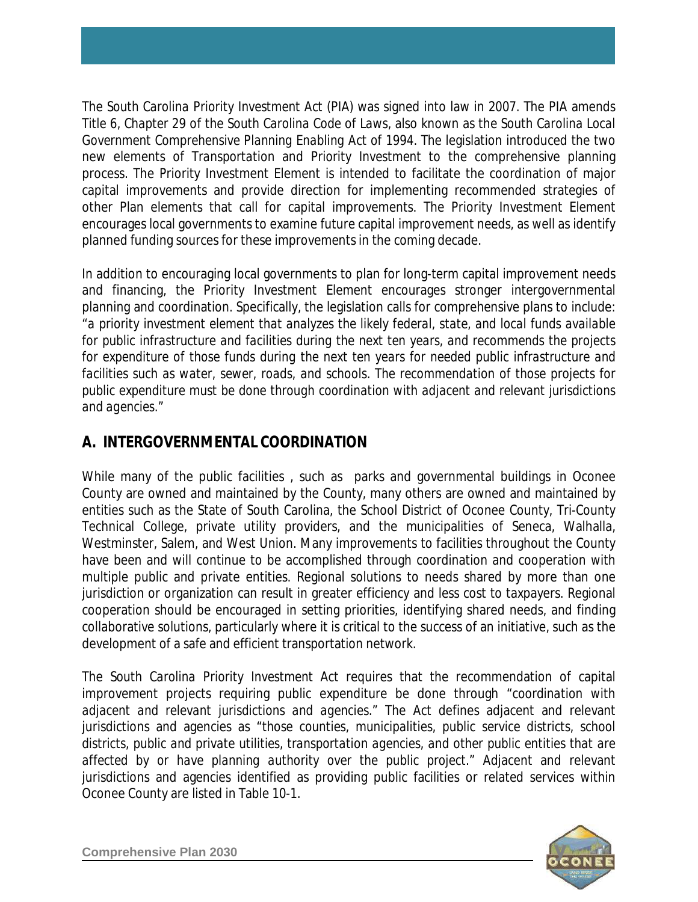The South Carolina Priority Investment Act (PIA) was signed into law in 2007. The PIA amends Title 6, Chapter 29 of the South Carolina Code of Laws, also known as the South Carolina Local Government Comprehensive Planning Enabling Act of 1994. The legislation introduced the two new elements of Transportation and Priority Investment to the comprehensive planning process. The Priority Investment Element is intended to facilitate the coordination of major capital improvements and provide direction for implementing recommended strategies of other Plan elements that call for capital improvements. The Priority Investment Element encourages local governments to examine future capital improvement needs, as well as identify planned funding sources for these improvements in the coming decade.

In addition to encouraging local governments to plan for long-term capital improvement needs and financing, the Priority Investment Element encourages stronger intergovernmental planning and coordination. Specifically, the legislation calls for comprehensive plans to include: *"a priority investment element that analyzes the likely federal, state, and local funds available for public infrastructure and facilities during the next ten years, and recommends the projects for expenditure of those funds during the next ten years for needed public infrastructure and facilities such as water, sewer, roads, and schools. The recommendation of those projects for public expenditure must be done through coordination with adjacent and relevant jurisdictions and agencies."*

## A. INTERGOVERNMENTAL COORDINATION

While many of the public facilities , such as parks and governmental buildings in Oconee County are owned and maintained by the County, many others are owned and maintained by entities such as the State of South Carolina, the School District of Oconee County, Tri-County Technical College, private utility providers, and the municipalities of Seneca, Walhalla, Westminster, Salem, and West Union. Many improvements to facilities throughout the County have been and will continue to be accomplished through coordination and cooperation with multiple public and private entities. Regional solutions to needs shared by more than one jurisdiction or organization can result in greater efficiency and less cost to taxpayers. Regional cooperation should be encouraged in setting priorities, identifying shared needs, and finding collaborative solutions, particularly where it is critical to the success of an initiative, such as the development of a safe and efficient transportation network.

The South Carolina Priority Investment Act requires that the recommendation of capital improvement projects requiring public expenditure be done through *"coordination with adjacent and relevant jurisdictions and agencies."* The Act defines adjacent and relevant jurisdictions and agencies as *"those counties, municipalities, public service districts, school districts, public and private utilities, transportation agencies, and other public entities that are affected by or have planning authority over the public project."* Adjacent and relevant jurisdictions and agencies identified as providing public facilities or related services within Oconee County are listed in Table 10-1.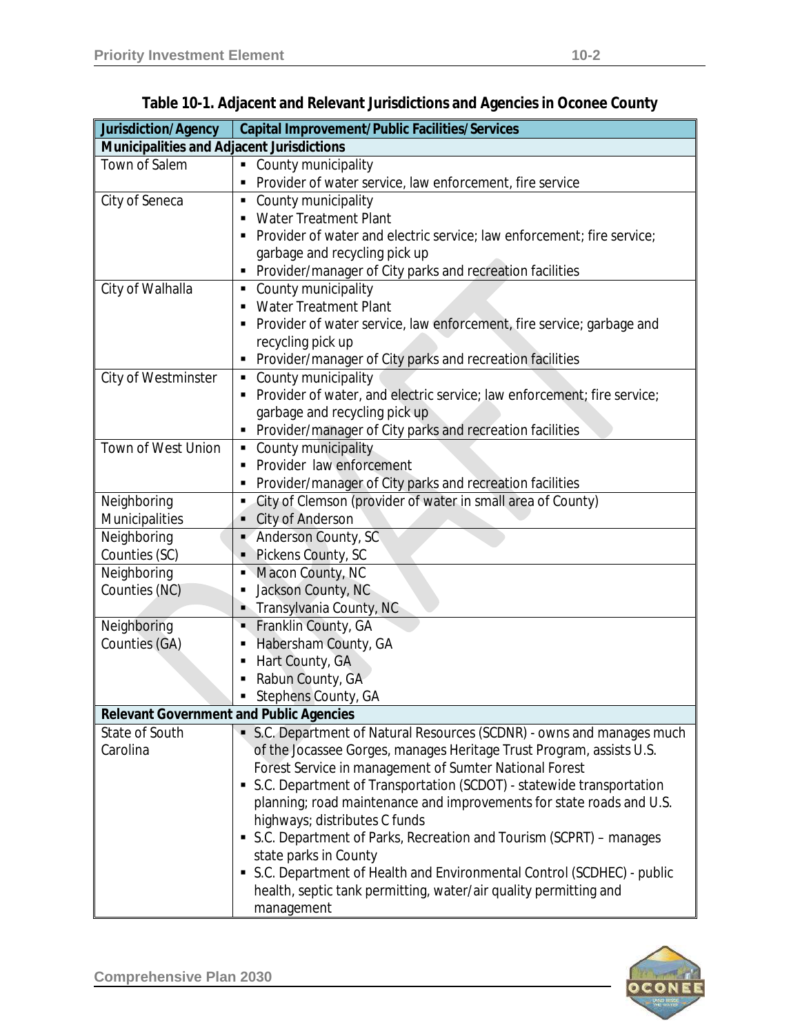**Table 10-1. Adjacent and Relevant Jurisdictions and Agencies in Oconee County**

| Jurisdiction/Agency | Capital Improvement/Public Facilities/Services |
|---|---|
| **Municipalities and Adjacent Jurisdictions** | |
| Town of Salem | ▪ County municipality<br>▪ Provider of water service, law enforcement, fire service |
| City of Seneca | ▪ County municipality<br>▪ Water Treatment Plant<br>▪ Provider of water and electric service; law enforcement; fire service; garbage and recycling pick up<br>▪ Provider/manager of City parks and recreation facilities |
| City of Walhalla | ▪ County municipality<br>▪ Water Treatment Plant<br>▪ Provider of water service, law enforcement, fire service; garbage and recycling pick up<br>▪ Provider/manager of City parks and recreation facilities |
| City of Westminster | ▪ County municipality<br>▪ Provider of water, and electric service; law enforcement; fire service; garbage and recycling pick up<br>▪ Provider/manager of City parks and recreation facilities |
| Town of West Union | ▪ County municipality<br>▪ Provider law enforcement<br>▪ Provider/manager of City parks and recreation facilities |
| Neighboring Municipalities | ▪ City of Clemson (provider of water in small area of County)<br>▪ City of Anderson |
| Neighboring Counties (SC) | ▪ Anderson County, SC<br>▪ Pickens County, SC |
| Neighboring Counties (NC) | ▪ Macon County, NC<br>▪ Jackson County, NC<br>▪ Transylvania County, NC |
| Neighboring Counties (GA) | ▪ Franklin County, GA<br>▪ Habersham County, GA<br>▪ Hart County, GA<br>▪ Rabun County, GA<br>▪ Stephens County, GA |
| **Relevant Government and Public Agencies** | |
| State of South Carolina | ▪ S.C. Department of Natural Resources (SCDNR) - owns and manages much of the Jocassee Gorges, manages Heritage Trust Program, assists U.S. Forest Service in management of Sumter National Forest<br>▪ S.C. Department of Transportation (SCDOT) - statewide transportation planning; road maintenance and improvements for state roads and U.S. highways; distributes C funds<br>▪ S.C. Department of Parks, Recreation and Tourism (SCPRT) – manages state parks in County<br>▪ S.C. Department of Health and Environmental Control (SCDHEC) - public health, septic tank permitting, water/air quality permitting and management |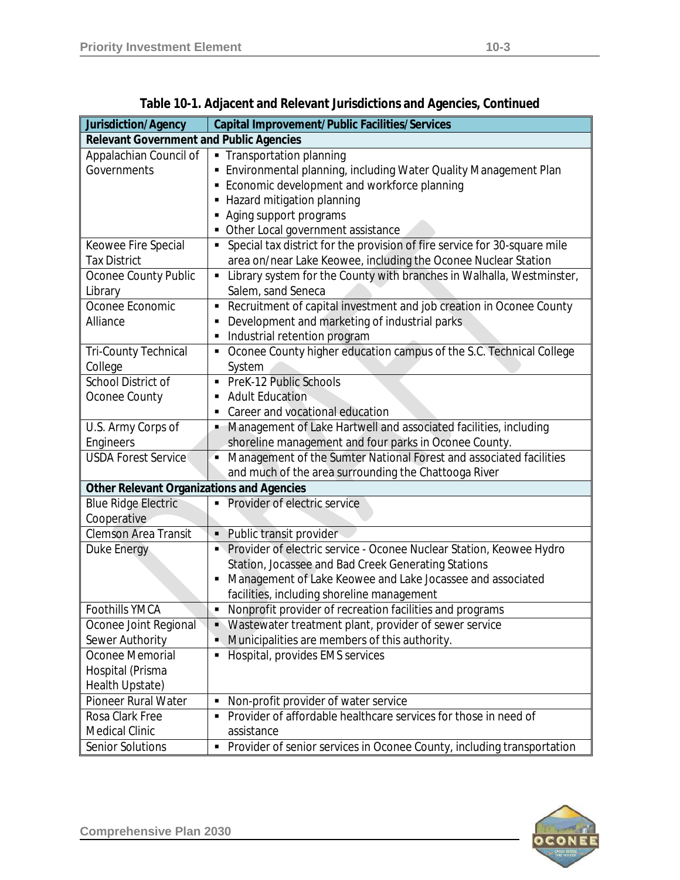**Table 10-1. Adjacent and Relevant Jurisdictions and Agencies, Continued**

| Jurisdiction/Agency | Capital Improvement/Public Facilities/Services |
|---|---|
| **Relevant Government and Public Agencies** | |
| Appalachian Council of Governments | ▪ Transportation planning<br>▪ Environmental planning, including Water Quality Management Plan<br>▪ Economic development and workforce planning<br>▪ Hazard mitigation planning<br>▪ Aging support programs<br>▪ Other Local government assistance |
| Keowee Fire Special Tax District | ▪ Special tax district for the provision of fire service for 30-square mile area on/near Lake Keowee, including the Oconee Nuclear Station |
| Oconee County Public Library | ▪ Library system for the County with branches in Walhalla, Westminster, Salem, sand Seneca |
| Oconee Economic Alliance | ▪ Recruitment of capital investment and job creation in Oconee County<br>▪ Development and marketing of industrial parks<br>▪ Industrial retention program |
| Tri-County Technical College | ▪ Oconee County higher education campus of the S.C. Technical College System |
| School District of Oconee County | ▪ PreK-12 Public Schools<br>▪ Adult Education<br>▪ Career and vocational education |
| U.S. Army Corps of Engineers | ▪ Management of Lake Hartwell and associated facilities, including shoreline management and four parks in Oconee County. |
| USDA Forest Service | ▪ Management of the Sumter National Forest and associated facilities and much of the area surrounding the Chattooga River |
| **Other Relevant Organizations and Agencies** | |
| Blue Ridge Electric Cooperative | ▪ Provider of electric service |
| Clemson Area Transit | ▪ Public transit provider |
| Duke Energy | ▪ Provider of electric service - Oconee Nuclear Station, Keowee Hydro Station, Jocassee and Bad Creek Generating Stations<br>▪ Management of Lake Keowee and Lake Jocassee and associated facilities, including shoreline management |
| Foothills YMCA | ▪ Nonprofit provider of recreation facilities and programs |
| Oconee Joint Regional Sewer Authority | ▪ Wastewater treatment plant, provider of sewer service<br>▪ Municipalities are members of this authority. |
| Oconee Memorial Hospital (Prisma Health Upstate) | ▪ Hospital, provides EMS services |
| Pioneer Rural Water | ▪ Non-profit provider of water service |
| Rosa Clark Free Medical Clinic | ▪ Provider of affordable healthcare services for those in need of assistance |
| Senior Solutions | ▪ Provider of senior services in Oconee County, including transportation |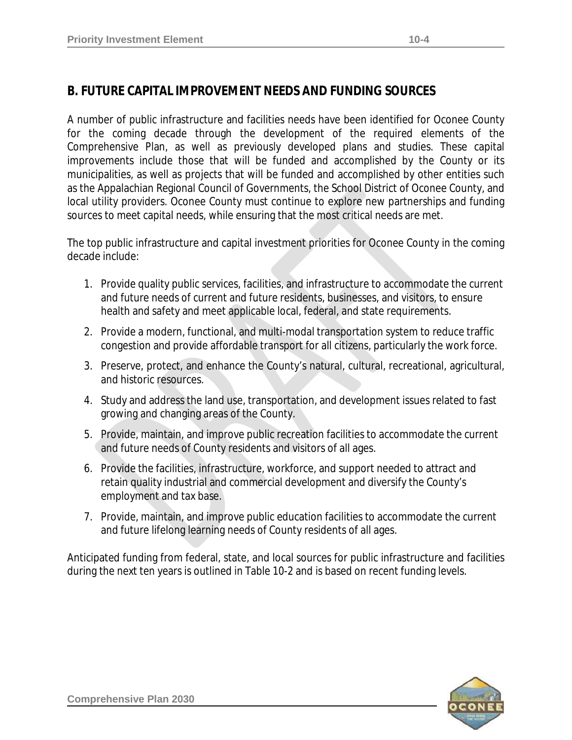## B. FUTURE CAPITAL IMPROVEMENT NEEDS AND FUNDING SOURCES

A number of public infrastructure and facilities needs have been identified for Oconee County for the coming decade through the development of the required elements of the Comprehensive Plan, as well as previously developed plans and studies. These capital improvements include those that will be funded and accomplished by the County or its municipalities, as well as projects that will be funded and accomplished by other entities such as the Appalachian Regional Council of Governments, the School District of Oconee County, and local utility providers. Oconee County must continue to explore new partnerships and funding sources to meet capital needs, while ensuring that the most critical needs are met.

The top public infrastructure and capital investment priorities for Oconee County in the coming decade include:

1. Provide quality public services, facilities, and infrastructure to accommodate the current and future needs of current and future residents, businesses, and visitors, to ensure health and safety and meet applicable local, federal, and state requirements.
2. Provide a modern, functional, and multi-modal transportation system to reduce traffic congestion and provide affordable transport for all citizens, particularly the work force.
3. Preserve, protect, and enhance the County's natural, cultural, recreational, agricultural, and historic resources.
4. Study and address the land use, transportation, and development issues related to fast growing and changing areas of the County.
5. Provide, maintain, and improve public recreation facilities to accommodate the current and future needs of County residents and visitors of all ages.
6. Provide the facilities, infrastructure, workforce, and support needed to attract and retain quality industrial and commercial development and diversify the County's employment and tax base.
7. Provide, maintain, and improve public education facilities to accommodate the current and future lifelong learning needs of County residents of all ages.

Anticipated funding from federal, state, and local sources for public infrastructure and facilities during the next ten years is outlined in Table 10-2 and is based on recent funding levels.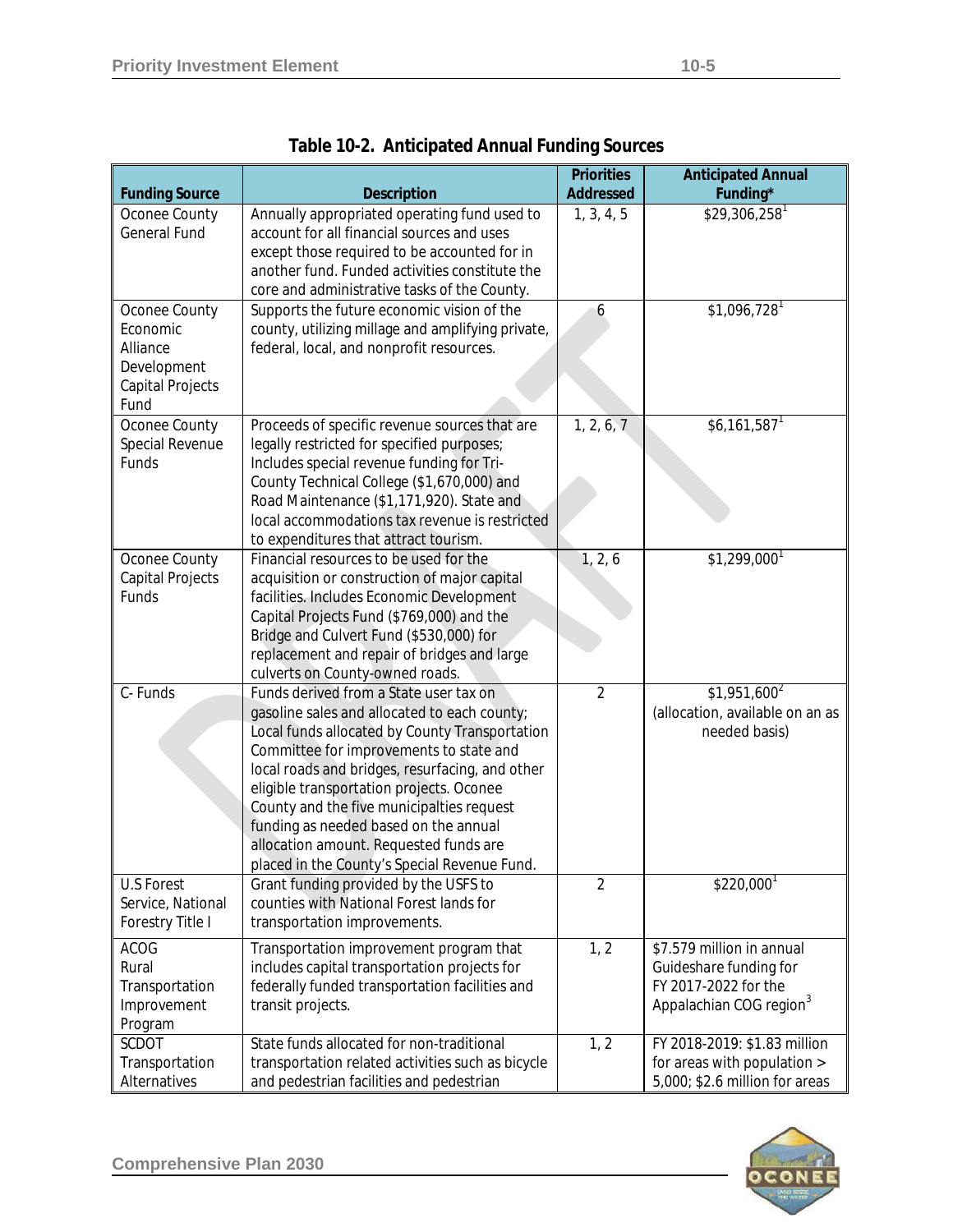**Table 10-2. Anticipated Annual Funding Sources**

| Funding Source | Description | Priorities Addressed | Anticipated Annual Funding* |
|---|---|---|---|
| Oconee County General Fund | Annually appropriated operating fund used to account for all financial sources and uses except those required to be accounted for in another fund. Funded activities constitute the core and administrative tasks of the County. | 1, 3, 4, 5 | $29,306,258[1] |
| Oconee County Economic Alliance Development Capital Projects Fund | Supports the future economic vision of the county, utilizing millage and amplifying private, federal, local, and nonprofit resources. | 6 | $1,096,728[1] |
| Oconee County Special Revenue Funds | Proceeds of specific revenue sources that are legally restricted for specified purposes; Includes special revenue funding for Tri-County Technical College ($1,670,000) and Road Maintenance ($1,171,920). State and local accommodations tax revenue is restricted to expenditures that attract tourism. | 1, 2, 6, 7 | $6,161,587[1] |
| Oconee County Capital Projects Funds | Financial resources to be used for the acquisition or construction of major capital facilities. Includes Economic Development Capital Projects Fund ($769,000) and the Bridge and Culvert Fund ($530,000) for replacement and repair of bridges and large culverts on County-owned roads. | 1, 2, 6 | $1,299,000[1] |
| C- Funds | Funds derived from a State user tax on gasoline sales and allocated to each county; Local funds allocated by County Transportation Committee for improvements to state and local roads and bridges, resurfacing, and other eligible transportation projects. Oconee County and the five municipalties request funding as needed based on the annual allocation amount. Requested funds are placed in the County's Special Revenue Fund. | 2 | $1,951,600[2] (allocation, available on an as needed basis) |
| U.S Forest Service, National Forestry Title I | Grant funding provided by the USFS to counties with National Forest lands for transportation improvements. | 2 | $220,000[1] |
| ACOG Rural Transportation Improvement Program | Transportation improvement program that includes capital transportation projects for federally funded transportation facilities and transit projects. | 1, 2 | $7.579 million in annual Guideshare funding for FY 2017-2022 for the Appalachian COG region[3] |
| SCDOT Transportation Alternatives | State funds allocated for non-traditional transportation related activities such as bicycle and pedestrian facilities and pedestrian | 1, 2 | FY 2018-2019: $1.83 million for areas with population > 5,000; $2.6 million for areas |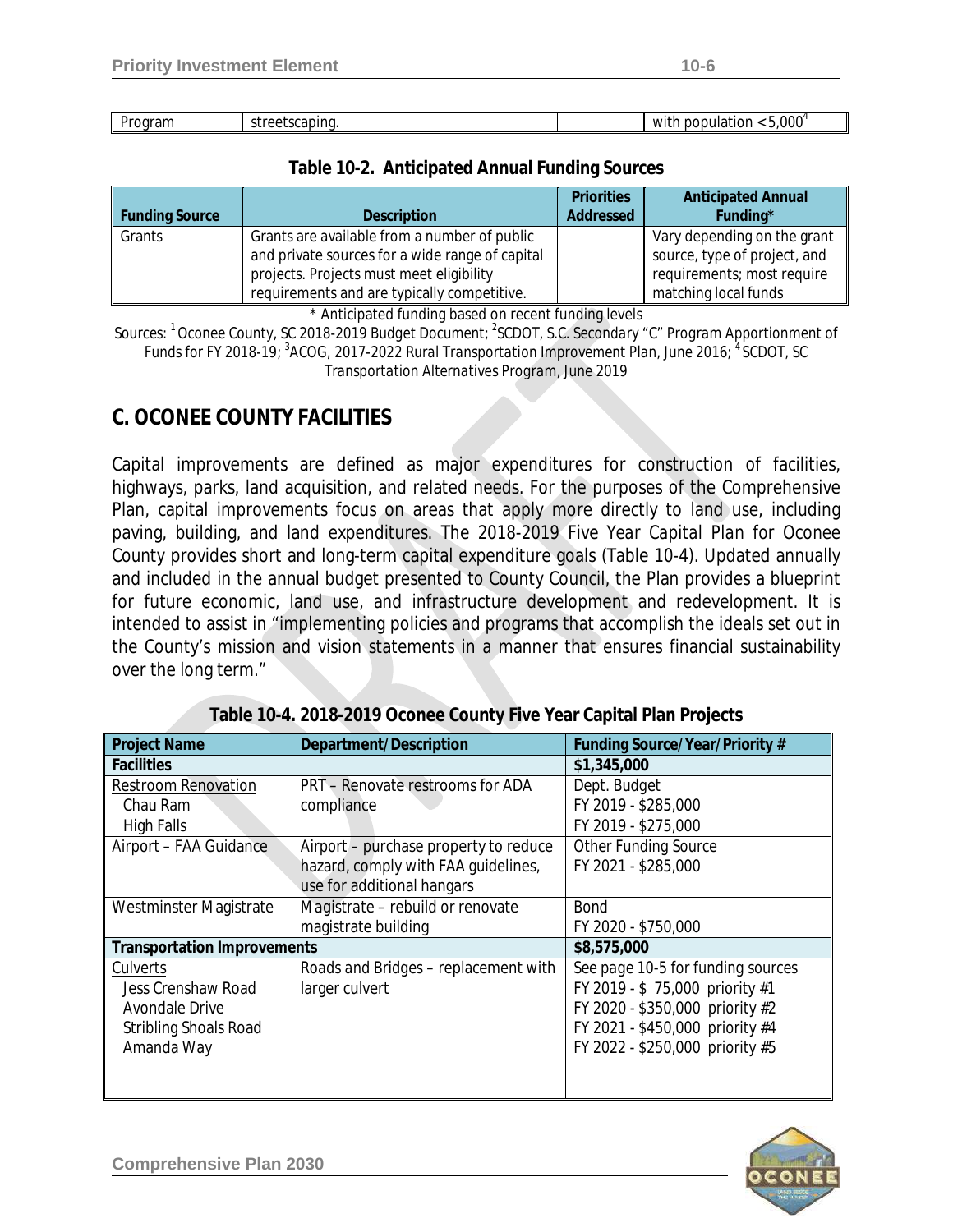| Program | streetscaping. | | with population <5,000[4] |
|---|---|---|---|

**Table 10-2. Anticipated Annual Funding Sources**

| Funding Source | Description | Priorities Addressed | Anticipated Annual Funding* |
|---|---|---|---|
| Grants | Grants are available from a number of public and private sources for a wide range of capital projects. Projects must meet eligibility requirements and are typically competitive. | | Vary depending on the grant source, type of project, and requirements; most require matching local funds |

\* Anticipated funding based on recent funding levels

Sources: [1] Oconee County, SC 2018-2019 Budget Document; [2] SCDOT, S.C. Secondary "C" Program Apportionment of Funds for FY 2018-19; [3] ACOG, 2017-2022 Rural Transportation Improvement Plan, June 2016; [4] SCDOT, SC Transportation Alternatives Program, June 2019

## C. OCONEE COUNTY FACILITIES

Capital improvements are defined as major expenditures for construction of facilities, highways, parks, land acquisition, and related needs. For the purposes of the Comprehensive Plan, capital improvements focus on areas that apply more directly to land use, including paving, building, and land expenditures. The 2018-2019 Five Year Capital Plan for Oconee County provides short and long-term capital expenditure goals (Table 10-4). Updated annually and included in the annual budget presented to County Council, the Plan provides a blueprint for future economic, land use, and infrastructure development and redevelopment. It is intended to assist in "implementing policies and programs that accomplish the ideals set out in the County's mission and vision statements in a manner that ensures financial sustainability over the long term."

**Table 10-4. 2018-2019 Oconee County Five Year Capital Plan Projects**

| Project Name | Department/Description | Funding Source/Year/Priority # |
|---|---|---|
| **Facilities** | | **$1,345,000** |
| Restroom Renovation<br>Chau Ram<br>High Falls | PRT – Renovate restrooms for ADA compliance | Dept. Budget<br>FY 2019 - $285,000<br>FY 2019 - $275,000 |
| Airport – FAA Guidance | Airport – purchase property to reduce hazard, comply with FAA guidelines, use for additional hangars | Other Funding Source<br>FY 2021 - $285,000 |
| Westminster Magistrate | Magistrate – rebuild or renovate magistrate building | Bond<br>FY 2020 - $750,000 |
| **Transportation Improvements** | | **$8,575,000** |
| Culverts<br>Jess Crenshaw Road<br>Avondale Drive<br>Stribling Shoals Road<br>Amanda Way | Roads and Bridges – replacement with larger culvert | See page 10-5 for funding sources<br>FY 2019 - $ 75,000 priority #1<br>FY 2020 - $350,000 priority #2<br>FY 2021 - $450,000 priority #4<br>FY 2022 - $250,000 priority #5 |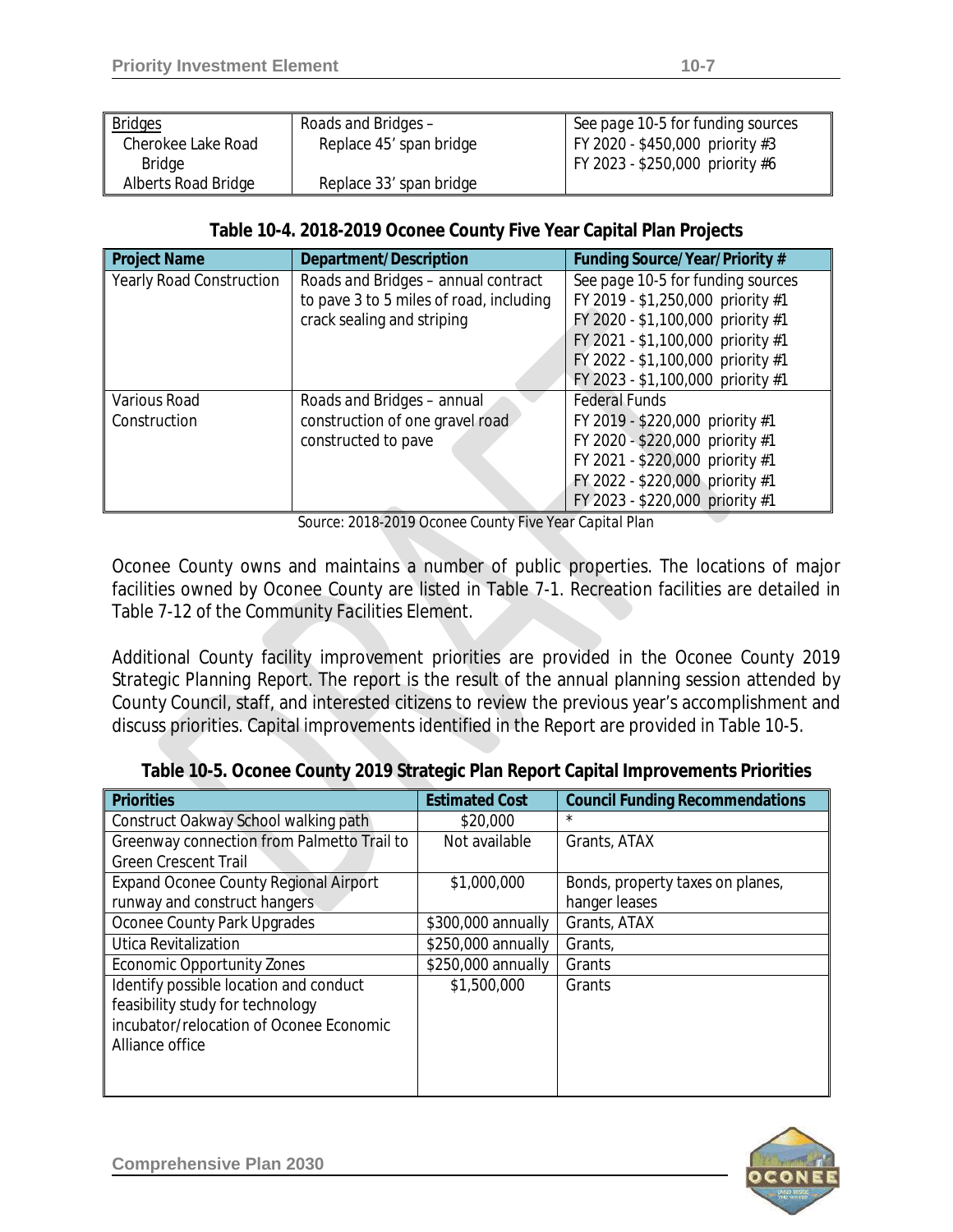| Bridges<br>Cherokee Lake Road Bridge<br>Alberts Road Bridge | Roads and Bridges –<br>Replace 45' span bridge<br><br>Replace 33' span bridge | See page 10-5 for funding sources<br>FY 2020 - $450,000 priority #3<br>FY 2023 - $250,000 priority #6 |
|---|---|---|

**Table 10-4. 2018-2019 Oconee County Five Year Capital Plan Projects**

| Project Name | Department/Description | Funding Source/Year/Priority # |
|---|---|---|
| Yearly Road Construction | Roads and Bridges – annual contract to pave 3 to 5 miles of road, including crack sealing and striping | See page 10-5 for funding sources<br>FY 2019 - $1,250,000 priority #1<br>FY 2020 - $1,100,000 priority #1<br>FY 2021 - $1,100,000 priority #1<br>FY 2022 - $1,100,000 priority #1<br>FY 2023 - $1,100,000 priority #1 |
| Various Road Construction | Roads and Bridges – annual construction of one gravel road constructed to pave | Federal Funds<br>FY 2019 - $220,000 priority #1<br>FY 2020 - $220,000 priority #1<br>FY 2021 - $220,000 priority #1<br>FY 2022 - $220,000 priority #1<br>FY 2023 - $220,000 priority #1 |

Source: 2018-2019 Oconee County Five Year Capital Plan

Oconee County owns and maintains a number of public properties. The locations of major facilities owned by Oconee County are listed in Table 7-1. Recreation facilities are detailed in Table 7-12 of the Community Facilities Element.

Additional County facility improvement priorities are provided in the Oconee County 2019 Strategic Planning Report. The report is the result of the annual planning session attended by County Council, staff, and interested citizens to review the previous year's accomplishment and discuss priorities. Capital improvements identified in the Report are provided in Table 10-5.

**Table 10-5. Oconee County 2019 Strategic Plan Report Capital Improvements Priorities**

| Priorities | Estimated Cost | Council Funding Recommendations |
|---|---|---|
| Construct Oakway School walking path | $20,000 | * |
| Greenway connection from Palmetto Trail to Green Crescent Trail | Not available | Grants, ATAX |
| Expand Oconee County Regional Airport runway and construct hangers | $1,000,000 | Bonds, property taxes on planes, hanger leases |
| Oconee County Park Upgrades | $300,000 annually | Grants, ATAX |
| Utica Revitalization | $250,000 annually | Grants, |
| Economic Opportunity Zones | $250,000 annually | Grants |
| Identify possible location and conduct feasibility study for technology incubator/relocation of Oconee Economic Alliance office | $1,500,000 | Grants |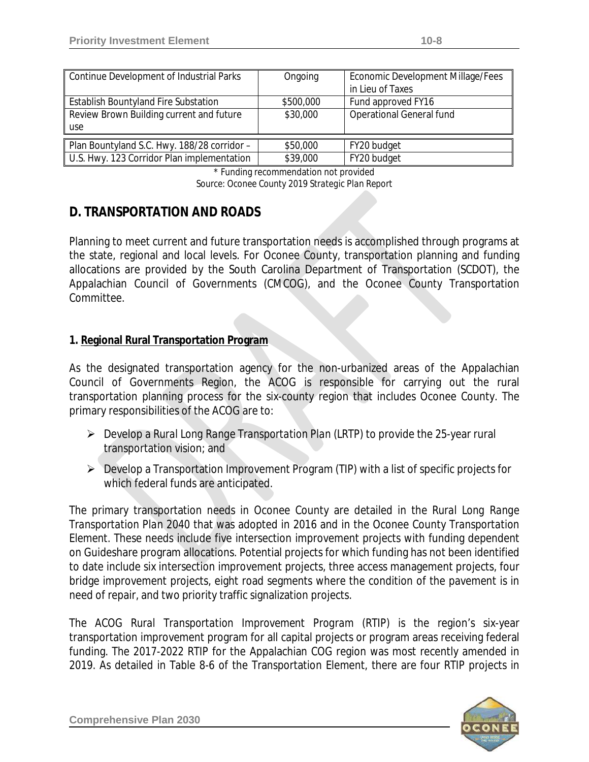| Continue Development of Industrial Parks | Ongoing | Economic Development Millage/Fees in Lieu of Taxes |
|---|---|---|
| Establish Bountyland Fire Substation | $500,000 | Fund approved FY16 |
| Review Brown Building current and future use | $30,000 | Operational General fund |
| Plan Bountyland S.C. Hwy. 188/28 corridor – | $50,000 | FY20 budget |
| U.S. Hwy. 123 Corridor Plan implementation | $39,000 | FY20 budget |

\* Funding recommendation not provided

Source: Oconee County 2019 Strategic Plan Report

## D. TRANSPORTATION AND ROADS

Planning to meet current and future transportation needs is accomplished through programs at the state, regional and local levels. For Oconee County, transportation planning and funding allocations are provided by the South Carolina Department of Transportation (SCDOT), the Appalachian Council of Governments (CMCOG), and the Oconee County Transportation Committee.

### 1. Regional Rural Transportation Program

As the designated transportation agency for the non-urbanized areas of the Appalachian Council of Governments Region, the ACOG is responsible for carrying out the rural transportation planning process for the six-county region that includes Oconee County. The primary responsibilities of the ACOG are to:

- Develop a Rural Long Range Transportation Plan (LRTP) to provide the 25-year rural transportation vision; and
- Develop a Transportation Improvement Program (TIP) with a list of specific projects for which federal funds are anticipated.

The primary transportation needs in Oconee County are detailed in the Rural Long Range Transportation Plan 2040 that was adopted in 2016 and in the Oconee County Transportation Element. These needs include five intersection improvement projects with funding dependent on Guideshare program allocations. Potential projects for which funding has not been identified to date include six intersection improvement projects, three access management projects, four bridge improvement projects, eight road segments where the condition of the pavement is in need of repair, and two priority traffic signalization projects.

The ACOG Rural Transportation Improvement Program (RTIP) is the region's six-year transportation improvement program for all capital projects or program areas receiving federal funding. The 2017-2022 RTIP for the Appalachian COG region was most recently amended in 2019. As detailed in Table 8-6 of the Transportation Element, there are four RTIP projects in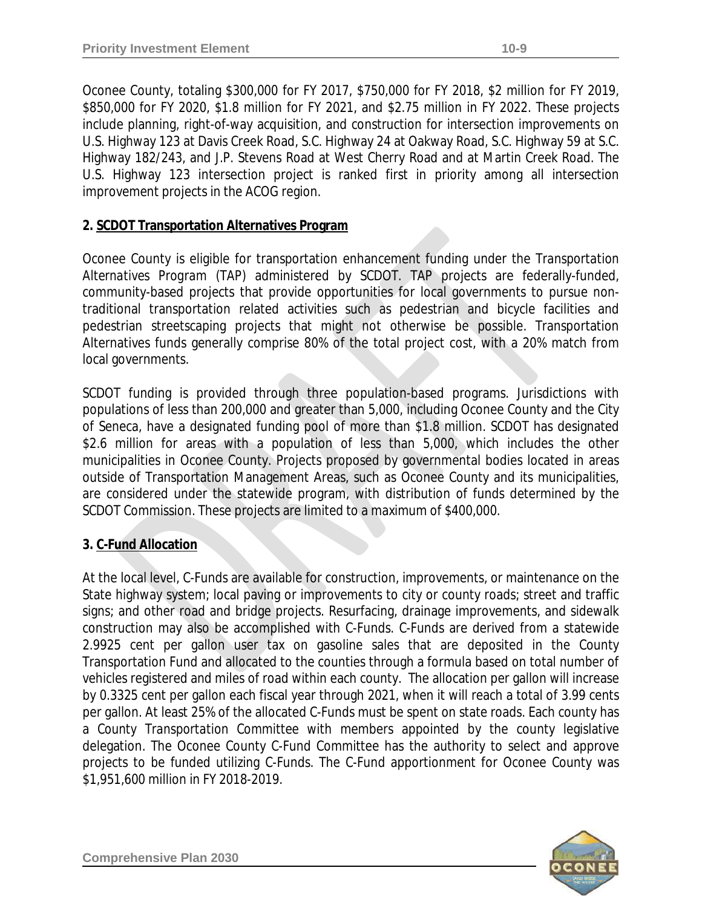Oconee County, totaling $300,000 for FY 2017, $750,000 for FY 2018, $2 million for FY 2019, $850,000 for FY 2020, $1.8 million for FY 2021, and $2.75 million in FY 2022. These projects include planning, right-of-way acquisition, and construction for intersection improvements on U.S. Highway 123 at Davis Creek Road, S.C. Highway 24 at Oakway Road, S.C. Highway 59 at S.C. Highway 182/243, and J.P. Stevens Road at West Cherry Road and at Martin Creek Road. The U.S. Highway 123 intersection project is ranked first in priority among all intersection improvement projects in the ACOG region.

**2. SCDOT Transportation Alternatives Program**

Oconee County is eligible for transportation enhancement funding under the Transportation Alternatives Program (TAP) administered by SCDOT. TAP projects are federally-funded, community-based projects that provide opportunities for local governments to pursue non-traditional transportation related activities such as pedestrian and bicycle facilities and pedestrian streetscaping projects that might not otherwise be possible. Transportation Alternatives funds generally comprise 80% of the total project cost, with a 20% match from local governments.

SCDOT funding is provided through three population-based programs. Jurisdictions with populations of less than 200,000 and greater than 5,000, including Oconee County and the City of Seneca, have a designated funding pool of more than $1.8 million. SCDOT has designated $2.6 million for areas with a population of less than 5,000, which includes the other municipalities in Oconee County. Projects proposed by governmental bodies located in areas outside of Transportation Management Areas, such as Oconee County and its municipalities, are considered under the statewide program, with distribution of funds determined by the SCDOT Commission. These projects are limited to a maximum of $400,000.

**3. C-Fund Allocation**

At the local level, C-Funds are available for construction, improvements, or maintenance on the State highway system; local paving or improvements to city or county roads; street and traffic signs; and other road and bridge projects. Resurfacing, drainage improvements, and sidewalk construction may also be accomplished with C-Funds. C-Funds are derived from a statewide 2.9925 cent per gallon user tax on gasoline sales that are deposited in the County Transportation Fund and allocated to the counties through a formula based on total number of vehicles registered and miles of road within each county. The allocation per gallon will increase by 0.3325 cent per gallon each fiscal year through 2021, when it will reach a total of 3.99 cents per gallon. At least 25% of the allocated C-Funds must be spent on state roads. Each county has a County Transportation Committee with members appointed by the county legislative delegation. The Oconee County C-Fund Committee has the authority to select and approve projects to be funded utilizing C-Funds. The C-Fund apportionment for Oconee County was $1,951,600 million in FY 2018-2019.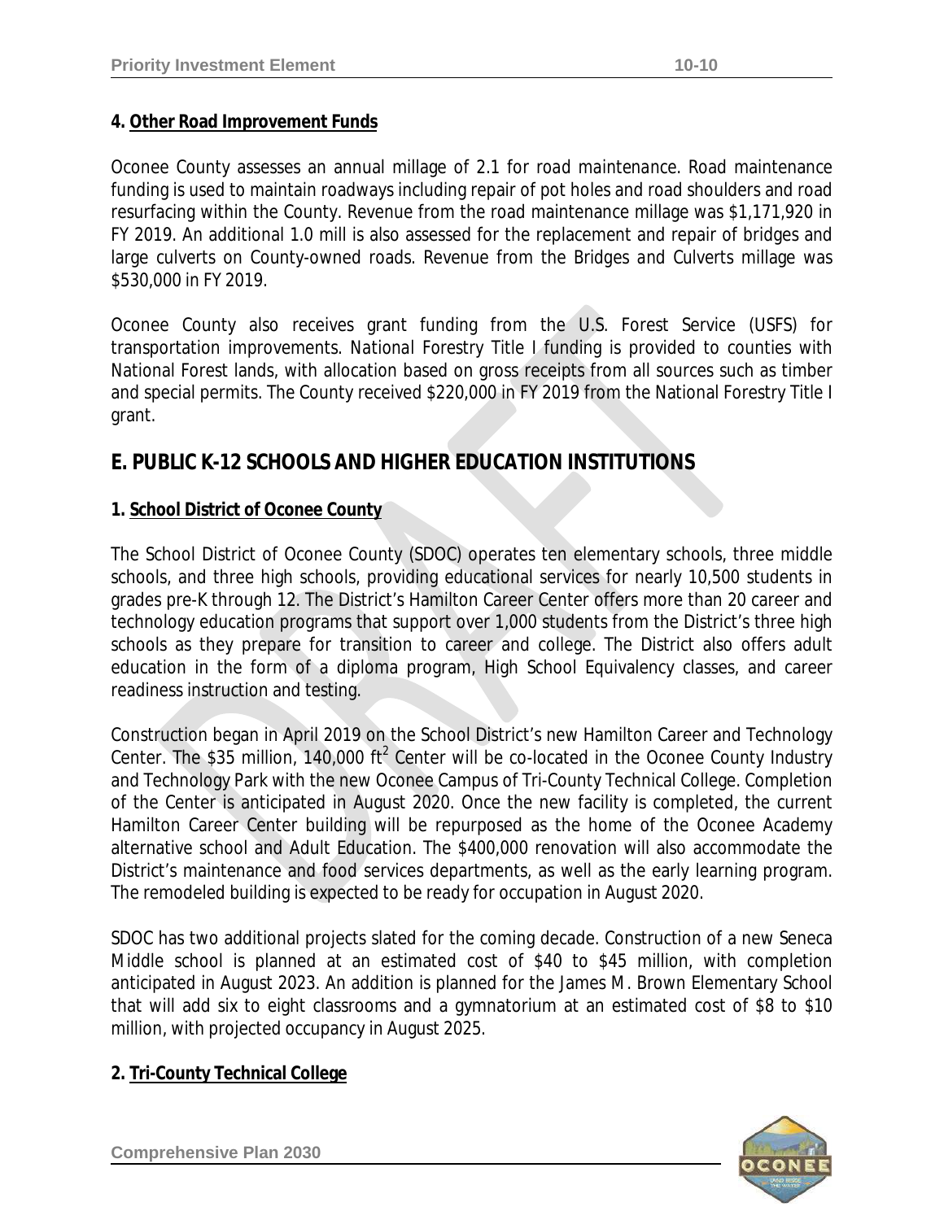**4. Other Road Improvement Funds**

Oconee County assesses an annual millage of 2.1 for road maintenance. Road maintenance funding is used to maintain roadways including repair of pot holes and road shoulders and road resurfacing within the County. Revenue from the road maintenance millage was $1,171,920 in FY 2019. An additional 1.0 mill is also assessed for the replacement and repair of bridges and large culverts on County-owned roads. Revenue from the Bridges and Culverts millage was $530,000 in FY 2019.

Oconee County also receives grant funding from the U.S. Forest Service (USFS) for transportation improvements. National Forestry Title I funding is provided to counties with National Forest lands, with allocation based on gross receipts from all sources such as timber and special permits. The County received $220,000 in FY 2019 from the National Forestry Title I grant.

## E. PUBLIC K-12 SCHOOLS AND HIGHER EDUCATION INSTITUTIONS

**1. School District of Oconee County**

The School District of Oconee County (SDOC) operates ten elementary schools, three middle schools, and three high schools, providing educational services for nearly 10,500 students in grades pre-K through 12. The District's Hamilton Career Center offers more than 20 career and technology education programs that support over 1,000 students from the District's three high schools as they prepare for transition to career and college. The District also offers adult education in the form of a diploma program, High School Equivalency classes, and career readiness instruction and testing.

Construction began in April 2019 on the School District's new Hamilton Career and Technology Center. The $35 million, 140,000 ft$^2$ Center will be co-located in the Oconee County Industry and Technology Park with the new Oconee Campus of Tri-County Technical College. Completion of the Center is anticipated in August 2020. Once the new facility is completed, the current Hamilton Career Center building will be repurposed as the home of the Oconee Academy alternative school and Adult Education. The $400,000 renovation will also accommodate the District's maintenance and food services departments, as well as the early learning program. The remodeled building is expected to be ready for occupation in August 2020.

SDOC has two additional projects slated for the coming decade. Construction of a new Seneca Middle school is planned at an estimated cost of $40 to $45 million, with completion anticipated in August 2023. An addition is planned for the James M. Brown Elementary School that will add six to eight classrooms and a gymnatorium at an estimated cost of $8 to $10 million, with projected occupancy in August 2025.

**2. Tri-County Technical College**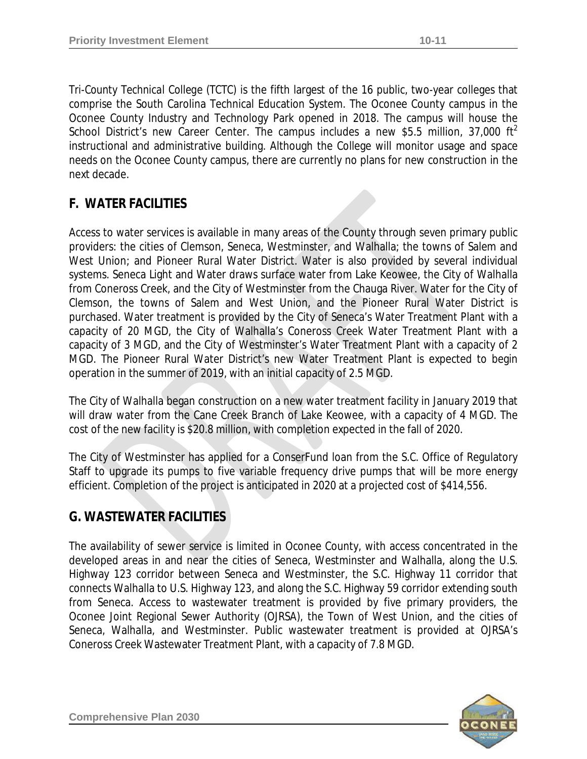Tri-County Technical College (TCTC) is the fifth largest of the 16 public, two-year colleges that comprise the South Carolina Technical Education System. The Oconee County campus in the Oconee County Industry and Technology Park opened in 2018. The campus will house the School District's new Career Center. The campus includes a new \$5.5 million, 37,000 $ft^2$ instructional and administrative building. Although the College will monitor usage and space needs on the Oconee County campus, there are currently no plans for new construction in the next decade.

## F. WATER FACILITIES

Access to water services is available in many areas of the County through seven primary public providers: the cities of Clemson, Seneca, Westminster, and Walhalla; the towns of Salem and West Union; and Pioneer Rural Water District. Water is also provided by several individual systems. Seneca Light and Water draws surface water from Lake Keowee, the City of Walhalla from Coneross Creek, and the City of Westminster from the Chauga River. Water for the City of Clemson, the towns of Salem and West Union, and the Pioneer Rural Water District is purchased. Water treatment is provided by the City of Seneca's Water Treatment Plant with a capacity of 20 MGD, the City of Walhalla's Coneross Creek Water Treatment Plant with a capacity of 3 MGD, and the City of Westminster's Water Treatment Plant with a capacity of 2 MGD. The Pioneer Rural Water District's new Water Treatment Plant is expected to begin operation in the summer of 2019, with an initial capacity of 2.5 MGD.

The City of Walhalla began construction on a new water treatment facility in January 2019 that will draw water from the Cane Creek Branch of Lake Keowee, with a capacity of 4 MGD. The cost of the new facility is \$20.8 million, with completion expected in the fall of 2020.

The City of Westminster has applied for a ConserFund loan from the S.C. Office of Regulatory Staff to upgrade its pumps to five variable frequency drive pumps that will be more energy efficient. Completion of the project is anticipated in 2020 at a projected cost of \$414,556.

## G. WASTEWATER FACILITIES

The availability of sewer service is limited in Oconee County, with access concentrated in the developed areas in and near the cities of Seneca, Westminster and Walhalla, along the U.S. Highway 123 corridor between Seneca and Westminster, the S.C. Highway 11 corridor that connects Walhalla to U.S. Highway 123, and along the S.C. Highway 59 corridor extending south from Seneca. Access to wastewater treatment is provided by five primary providers, the Oconee Joint Regional Sewer Authority (OJRSA), the Town of West Union, and the cities of Seneca, Walhalla, and Westminster. Public wastewater treatment is provided at OJRSA's Coneross Creek Wastewater Treatment Plant, with a capacity of 7.8 MGD.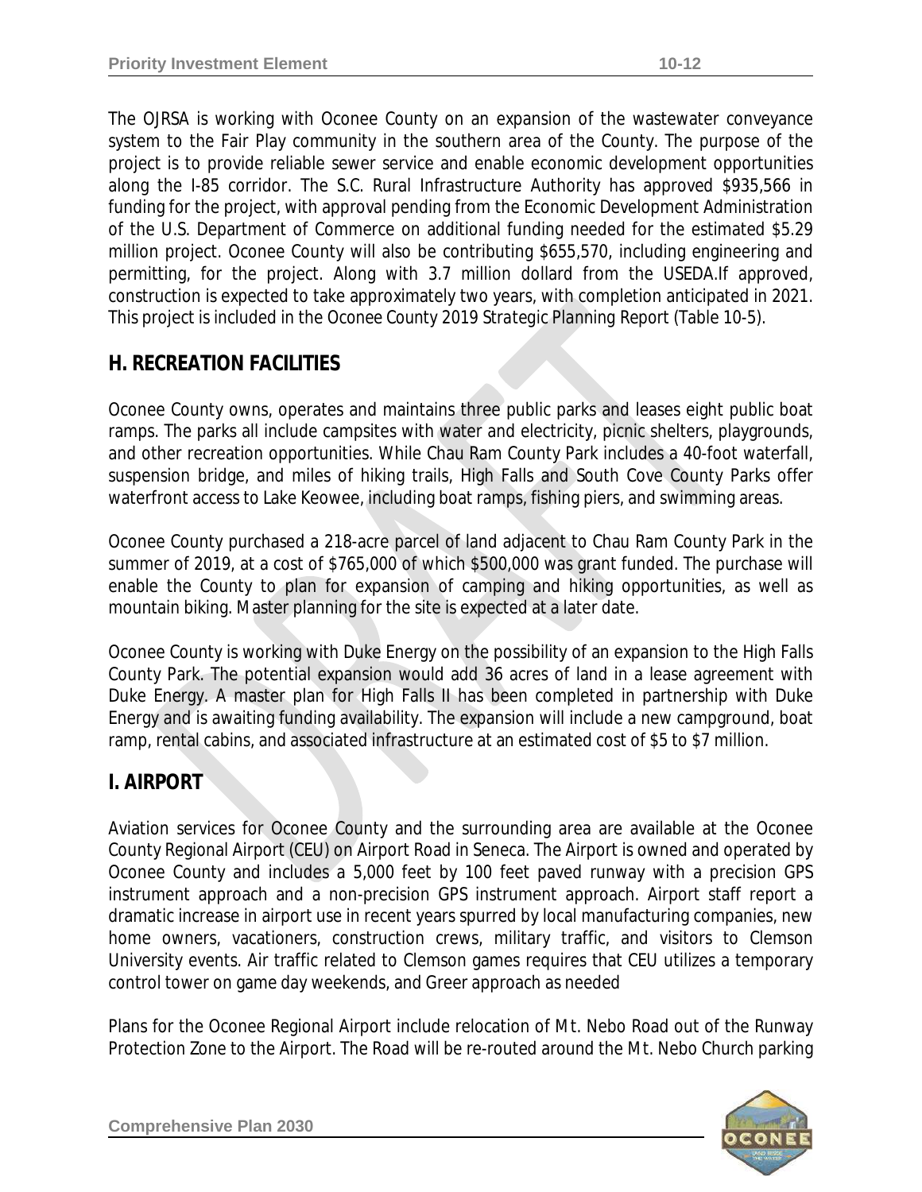The OJRSA is working with Oconee County on an expansion of the wastewater conveyance system to the Fair Play community in the southern area of the County. The purpose of the project is to provide reliable sewer service and enable economic development opportunities along the I-85 corridor. The S.C. Rural Infrastructure Authority has approved $935,566 in funding for the project, with approval pending from the Economic Development Administration of the U.S. Department of Commerce on additional funding needed for the estimated $5.29 million project. Oconee County will also be contributing $655,570, including engineering and permitting, for the project. Along with 3.7 million dollard from the USEDA.If approved, construction is expected to take approximately two years, with completion anticipated in 2021. This project is included in the Oconee County 2019 Strategic Planning Report (Table 10-5).

## H. RECREATION FACILITIES

Oconee County owns, operates and maintains three public parks and leases eight public boat ramps. The parks all include campsites with water and electricity, picnic shelters, playgrounds, and other recreation opportunities. While Chau Ram County Park includes a 40-foot waterfall, suspension bridge, and miles of hiking trails, High Falls and South Cove County Parks offer waterfront access to Lake Keowee, including boat ramps, fishing piers, and swimming areas.

Oconee County purchased a 218-acre parcel of land adjacent to Chau Ram County Park in the summer of 2019, at a cost of $765,000 of which $500,000 was grant funded. The purchase will enable the County to plan for expansion of camping and hiking opportunities, as well as mountain biking. Master planning for the site is expected at a later date.

Oconee County is working with Duke Energy on the possibility of an expansion to the High Falls County Park. The potential expansion would add 36 acres of land in a lease agreement with Duke Energy. A master plan for High Falls II has been completed in partnership with Duke Energy and is awaiting funding availability. The expansion will include a new campground, boat ramp, rental cabins, and associated infrastructure at an estimated cost of $5 to $7 million.

## I. AIRPORT

Aviation services for Oconee County and the surrounding area are available at the Oconee County Regional Airport (CEU) on Airport Road in Seneca. The Airport is owned and operated by Oconee County and includes a 5,000 feet by 100 feet paved runway with a precision GPS instrument approach and a non-precision GPS instrument approach. Airport staff report a dramatic increase in airport use in recent years spurred by local manufacturing companies, new home owners, vacationers, construction crews, military traffic, and visitors to Clemson University events. Air traffic related to Clemson games requires that CEU utilizes a temporary control tower on game day weekends, and Greer approach as needed

Plans for the Oconee Regional Airport include relocation of Mt. Nebo Road out of the Runway Protection Zone to the Airport. The Road will be re-routed around the Mt. Nebo Church parking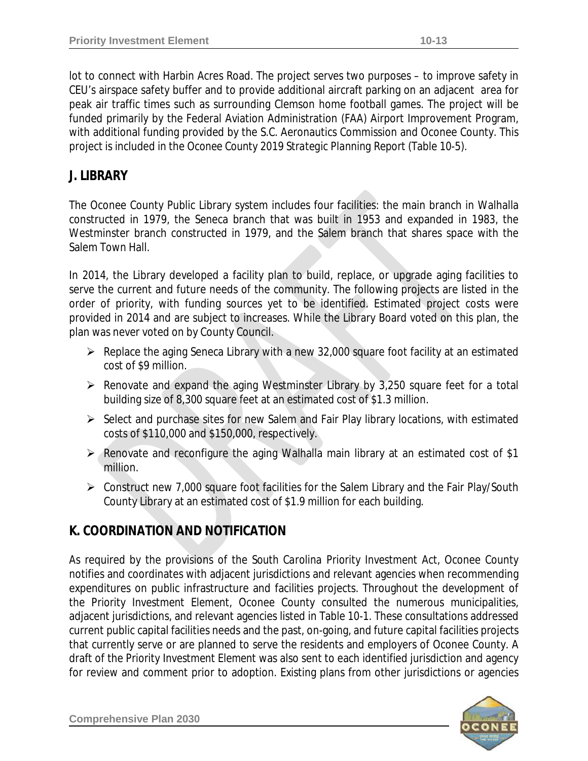lot to connect with Harbin Acres Road. The project serves two purposes – to improve safety in CEU's airspace safety buffer and to provide additional aircraft parking on an adjacent area for peak air traffic times such as surrounding Clemson home football games. The project will be funded primarily by the Federal Aviation Administration (FAA) Airport Improvement Program, with additional funding provided by the S.C. Aeronautics Commission and Oconee County. This project is included in the Oconee County 2019 Strategic Planning Report (Table 10-5).

## J. LIBRARY

The Oconee County Public Library system includes four facilities: the main branch in Walhalla constructed in 1979, the Seneca branch that was built in 1953 and expanded in 1983, the Westminster branch constructed in 1979, and the Salem branch that shares space with the Salem Town Hall.

In 2014, the Library developed a facility plan to build, replace, or upgrade aging facilities to serve the current and future needs of the community. The following projects are listed in the order of priority, with funding sources yet to be identified. Estimated project costs were provided in 2014 and are subject to increases. While the Library Board voted on this plan, the plan was never voted on by County Council.

- Replace the aging Seneca Library with a new 32,000 square foot facility at an estimated cost of $9 million.
- Renovate and expand the aging Westminster Library by 3,250 square feet for a total building size of 8,300 square feet at an estimated cost of $1.3 million.
- Select and purchase sites for new Salem and Fair Play library locations, with estimated costs of $110,000 and $150,000, respectively.
- Renovate and reconfigure the aging Walhalla main library at an estimated cost of $1 million.
- Construct new 7,000 square foot facilities for the Salem Library and the Fair Play/South County Library at an estimated cost of $1.9 million for each building.

## K. COORDINATION AND NOTIFICATION

As required by the provisions of the South Carolina Priority Investment Act, Oconee County notifies and coordinates with adjacent jurisdictions and relevant agencies when recommending expenditures on public infrastructure and facilities projects. Throughout the development of the Priority Investment Element, Oconee County consulted the numerous municipalities, adjacent jurisdictions, and relevant agencies listed in Table 10-1. These consultations addressed current public capital facilities needs and the past, on-going, and future capital facilities projects that currently serve or are planned to serve the residents and employers of Oconee County. A draft of the Priority Investment Element was also sent to each identified jurisdiction and agency for review and comment prior to adoption. Existing plans from other jurisdictions or agencies